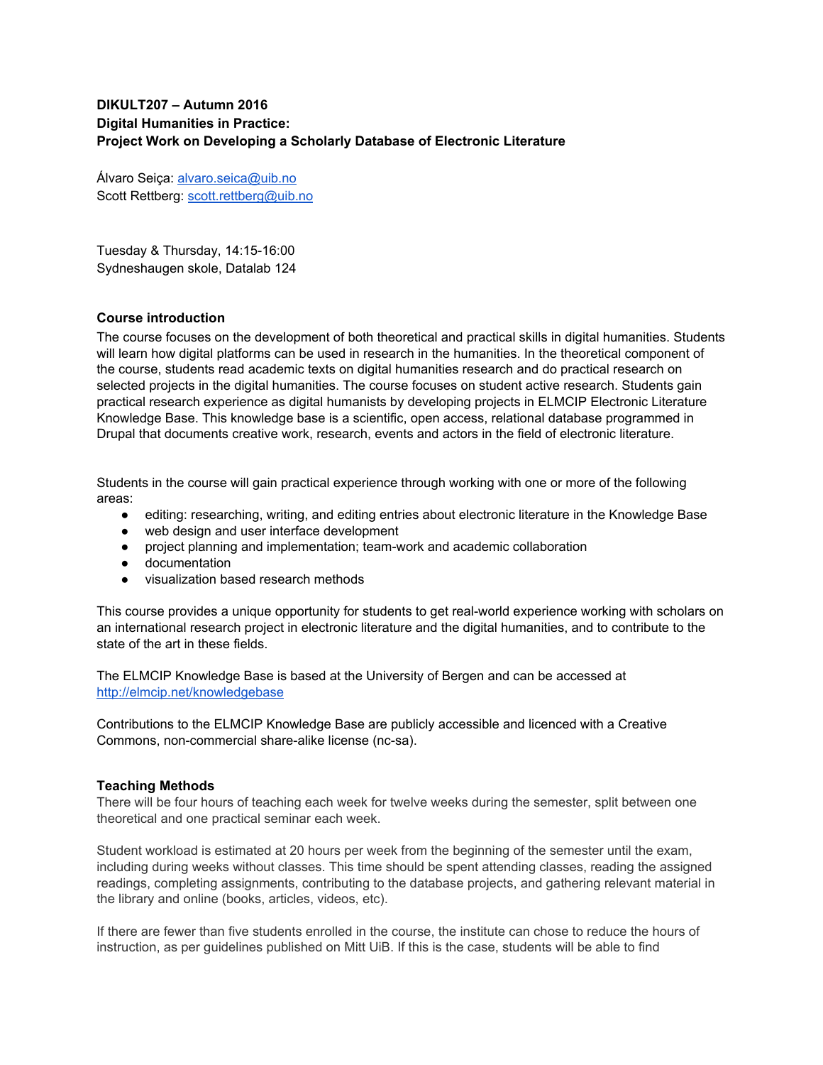**DIKULT207 – Autumn 2016**
**Digital Humanities in Practice:**
**Project Work on Developing a Scholarly Database of Electronic Literature**

Álvaro Seiça: alvaro.seica@uib.no
Scott Rettberg: scott.rettberg@uib.no

Tuesday & Thursday, 14:15-16:00
Sydneshaugen skole, Datalab 124

### Course introduction

The course focuses on the development of both theoretical and practical skills in digital humanities. Students will learn how digital platforms can be used in research in the humanities. In the theoretical component of the course, students read academic texts on digital humanities research and do practical research on selected projects in the digital humanities. The course focuses on student active research. Students gain practical research experience as digital humanists by developing projects in ELMCIP Electronic Literature Knowledge Base. This knowledge base is a scientific, open access, relational database programmed in Drupal that documents creative work, research, events and actors in the field of electronic literature.

Students in the course will gain practical experience through working with one or more of the following areas:

- editing: researching, writing, and editing entries about electronic literature in the Knowledge Base
- web design and user interface development
- project planning and implementation; team-work and academic collaboration
- documentation
- visualization based research methods

This course provides a unique opportunity for students to get real-world experience working with scholars on an international research project in electronic literature and the digital humanities, and to contribute to the state of the art in these fields.

The ELMCIP Knowledge Base is based at the University of Bergen and can be accessed at http://elmcip.net/knowledgebase

Contributions to the ELMCIP Knowledge Base are publicly accessible and licenced with a Creative Commons, non-commercial share-alike license (nc-sa).

### Teaching Methods

There will be four hours of teaching each week for twelve weeks during the semester, split between one theoretical and one practical seminar each week.

Student workload is estimated at 20 hours per week from the beginning of the semester until the exam, including during weeks without classes. This time should be spent attending classes, reading the assigned readings, completing assignments, contributing to the database projects, and gathering relevant material in the library and online (books, articles, videos, etc).

If there are fewer than five students enrolled in the course, the institute can chose to reduce the hours of instruction, as per guidelines published on Mitt UiB. If this is the case, students will be able to find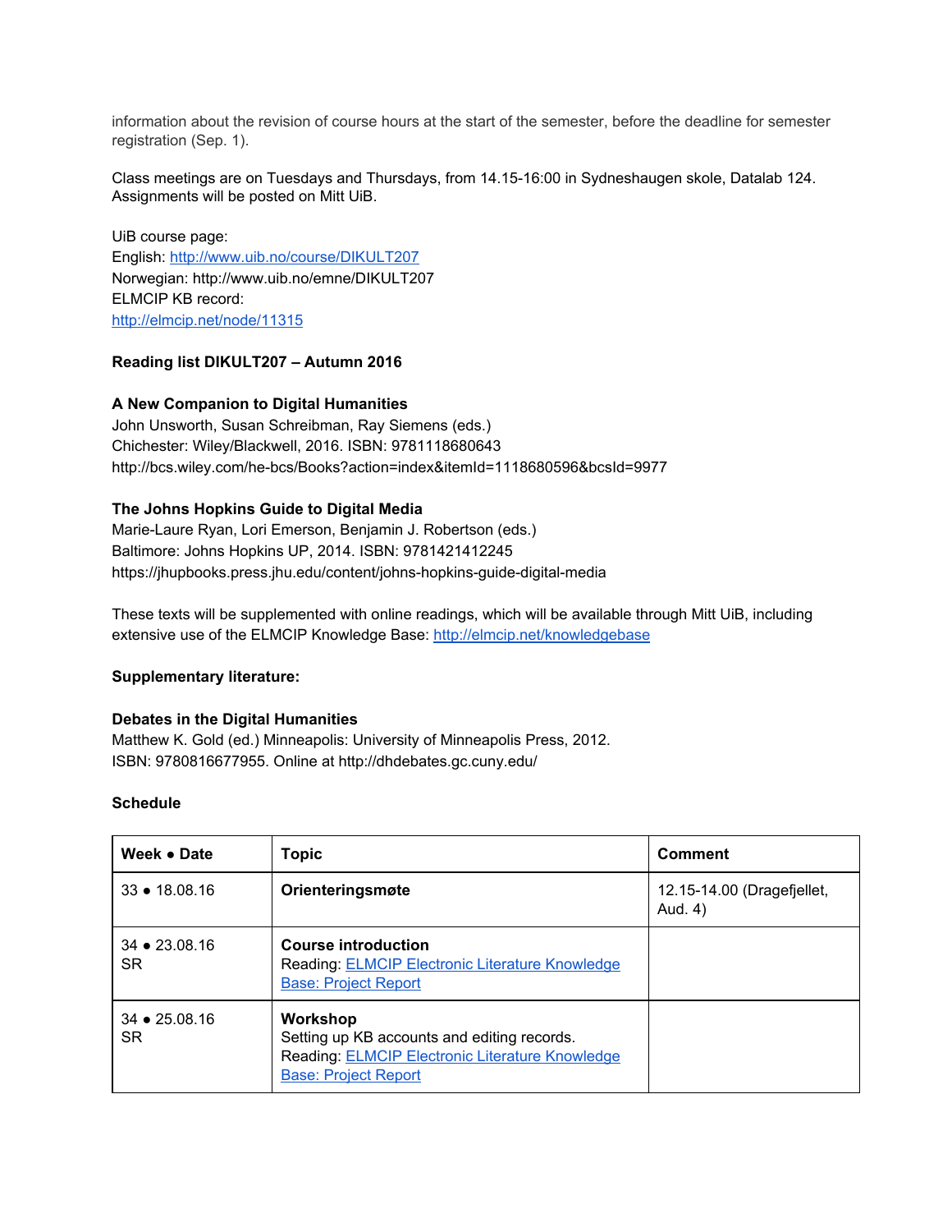information about the revision of course hours at the start of the semester, before the deadline for semester registration (Sep. 1).

Class meetings are on Tuesdays and Thursdays, from 14.15-16:00 in Sydneshaugen skole, Datalab 124. Assignments will be posted on Mitt UiB.

UiB course page:
English: [http://www.uib.no/course/DIKULT207](http://www.uib.no/course/DIKULT207)
Norwegian: http://www.uib.no/emne/DIKULT207
ELMCIP KB record:
[http://elmcip.net/node/11315](http://elmcip.net/node/11315)

**Reading list DIKULT207 – Autumn 2016**

**A New Companion to Digital Humanities**
John Unsworth, Susan Schreibman, Ray Siemens (eds.)
Chichester: Wiley/Blackwell, 2016. ISBN: 9781118680643
http://bcs.wiley.com/he-bcs/Books?action=index&itemId=1118680596&bcsId=9977

**The Johns Hopkins Guide to Digital Media**
Marie-Laure Ryan, Lori Emerson, Benjamin J. Robertson (eds.)
Baltimore: Johns Hopkins UP, 2014. ISBN: 9781421412245
https://jhupbooks.press.jhu.edu/content/johns-hopkins-guide-digital-media

These texts will be supplemented with online readings, which will be available through Mitt UiB, including extensive use of the ELMCIP Knowledge Base: [http://elmcip.net/knowledgebase](http://elmcip.net/knowledgebase)

**Supplementary literature:**

**Debates in the Digital Humanities**
Matthew K. Gold (ed.) Minneapolis: University of Minneapolis Press, 2012.
ISBN: 9780816677955. Online at http://dhdebates.gc.cuny.edu/

**Schedule**

| Week • Date | Topic | Comment |
|---|---|---|
| 33 • 18.08.16 | **Orienteringsmøte** | 12.15-14.00 (Dragefjellet, Aud. 4) |
| 34 • 23.08.16 SR | **Course introduction**<br>Reading: ELMCIP Electronic Literature Knowledge Base: Project Report | |
| 34 • 25.08.16 SR | **Workshop**<br>Setting up KB accounts and editing records.<br>Reading: ELMCIP Electronic Literature Knowledge Base: Project Report | |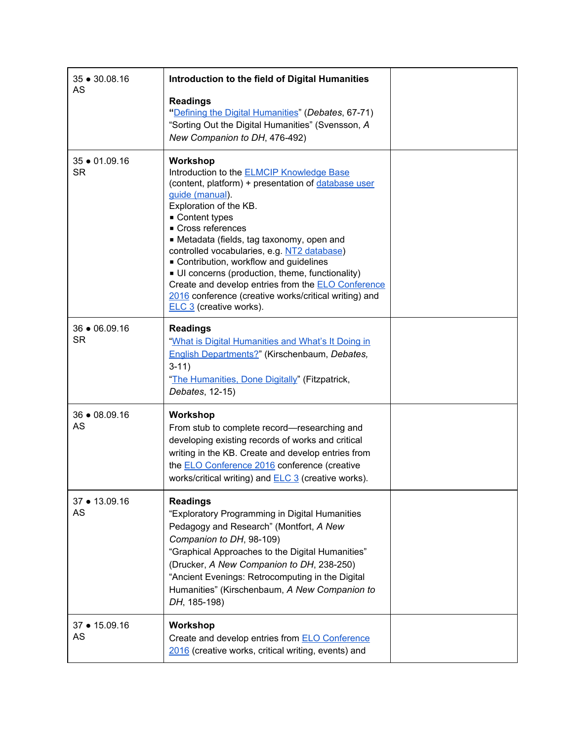| | | |
|---|---|---|
| 35 ● 30.08.16<br>AS | **Introduction to the field of Digital Humanities**<br><br>**Readings**<br>**"**Defining the Digital Humanities" (*Debates*, 67-71)<br>"Sorting Out the Digital Humanities" (Svensson, *A New Companion to DH*, 476-492) | |
| 35 ● 01.09.16<br>SR | **Workshop**<br>Introduction to the ELMCIP Knowledge Base (content, platform) + presentation of database user guide (manual).<br>Exploration of the KB.<br>▪ Content types<br>▪ Cross references<br>▪ Metadata (fields, tag taxonomy, open and controlled vocabularies, e.g. NT2 database)<br>▪ Contribution, workflow and guidelines<br>▪ UI concerns (production, theme, functionality)<br>Create and develop entries from the ELO Conference 2016 conference (creative works/critical writing) and ELC 3 (creative works). | |
| 36 ● 06.09.16<br>SR | **Readings**<br>"What is Digital Humanities and What's It Doing in English Departments?" (Kirschenbaum, *Debates,* 3-11)<br>"The Humanities, Done Digitally" (Fitzpatrick, *Debates*, 12-15) | |
| 36 ● 08.09.16<br>AS | **Workshop**<br>From stub to complete record—researching and developing existing records of works and critical writing in the KB. Create and develop entries from the ELO Conference 2016 conference (creative works/critical writing) and ELC 3 (creative works). | |
| 37 ● 13.09.16<br>AS | **Readings**<br>"Exploratory Programming in Digital Humanities Pedagogy and Research" (Montfort, *A New Companion to DH*, 98-109)<br>"Graphical Approaches to the Digital Humanities" (Drucker, *A New Companion to DH*, 238-250)<br>"Ancient Evenings: Retrocomputing in the Digital Humanities" (Kirschenbaum, *A New Companion to DH*, 185-198) | |
| 37 ● 15.09.16<br>AS | **Workshop**<br>Create and develop entries from ELO Conference 2016 (creative works, critical writing, events) and | |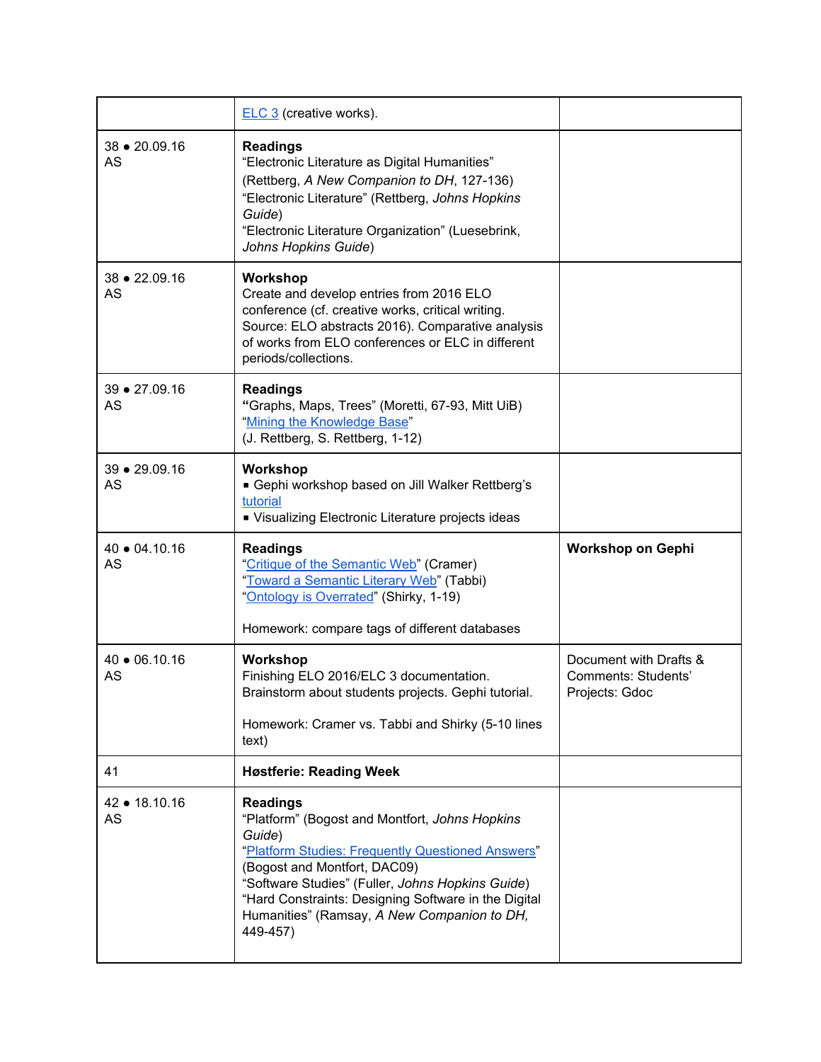| | | |
|---|---|---|
| | ELC 3 (creative works). | |
| 38 ● 20.09.16<br>AS | **Readings**<br>"Electronic Literature as Digital Humanities" (Rettberg, *A New Companion to DH*, 127-136)<br>"Electronic Literature" (Rettberg, *Johns Hopkins Guide*)<br>"Electronic Literature Organization" (Luesebrink, *Johns Hopkins Guide*) | |
| 38 ● 22.09.16<br>AS | **Workshop**<br>Create and develop entries from 2016 ELO conference (cf. creative works, critical writing. Source: ELO abstracts 2016). Comparative analysis of works from ELO conferences or ELC in different periods/collections. | |
| 39 ● 27.09.16<br>AS | **Readings**<br>**"**Graphs, Maps, Trees" (Moretti, 67-93, Mitt UiB)<br>"Mining the Knowledge Base"<br>(J. Rettberg, S. Rettberg, 1-12) | |
| 39 ● 29.09.16<br>AS | **Workshop**<br>▪ Gephi workshop based on Jill Walker Rettberg's tutorial<br>▪ Visualizing Electronic Literature projects ideas | |
| 40 ● 04.10.16<br>AS | **Readings**<br>"Critique of the Semantic Web" (Cramer)<br>"Toward a Semantic Literary Web" (Tabbi)<br>"Ontology is Overrated" (Shirky, 1-19)<br><br>Homework: compare tags of different databases | **Workshop on Gephi** |
| 40 ● 06.10.16<br>AS | **Workshop**<br>Finishing ELO 2016/ELC 3 documentation. Brainstorm about students projects. Gephi tutorial.<br><br>Homework: Cramer vs. Tabbi and Shirky (5-10 lines text) | Document with Drafts & Comments: Students' Projects: Gdoc |
| 41 | **Høstferie: Reading Week** | |
| 42 ● 18.10.16<br>AS | **Readings**<br>"Platform" (Bogost and Montfort, *Johns Hopkins Guide*)<br>"Platform Studies: Frequently Questioned Answers" (Bogost and Montfort, DAC09)<br>"Software Studies" (Fuller, *Johns Hopkins Guide*)<br>"Hard Constraints: Designing Software in the Digital Humanities" (Ramsay, *A New Companion to DH*, 449-457) | |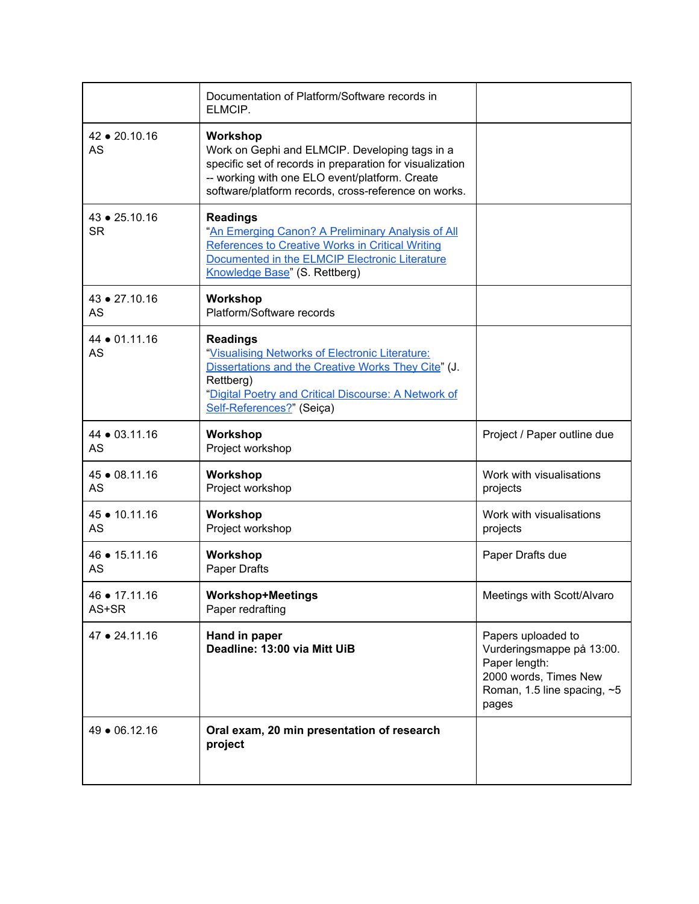| | | |
|---|---|---|
| | Documentation of Platform/Software records in ELMCIP. | |
| 42 • 20.10.16<br>AS | **Workshop**<br>Work on Gephi and ELMCIP. Developing tags in a specific set of records in preparation for visualization -- working with one ELO event/platform. Create software/platform records, cross-reference on works. | |
| 43 • 25.10.16<br>SR | **Readings**<br>"An Emerging Canon? A Preliminary Analysis of All References to Creative Works in Critical Writing Documented in the ELMCIP Electronic Literature Knowledge Base" (S. Rettberg) | |
| 43 • 27.10.16<br>AS | **Workshop**<br>Platform/Software records | |
| 44 • 01.11.16<br>AS | **Readings**<br>"Visualising Networks of Electronic Literature: Dissertations and the Creative Works They Cite" (J. Rettberg)<br>"Digital Poetry and Critical Discourse: A Network of Self-References?" (Seiça) | |
| 44 • 03.11.16<br>AS | **Workshop**<br>Project workshop | Project / Paper outline due |
| 45 • 08.11.16<br>AS | **Workshop**<br>Project workshop | Work with visualisations projects |
| 45 • 10.11.16<br>AS | **Workshop**<br>Project workshop | Work with visualisations projects |
| 46 • 15.11.16<br>AS | **Workshop**<br>Paper Drafts | Paper Drafts due |
| 46 • 17.11.16<br>AS+SR | **Workshop+Meetings**<br>Paper redrafting | Meetings with Scott/Alvaro |
| 47 • 24.11.16 | **Hand in paper**<br>**Deadline: 13:00 via Mitt UiB** | Papers uploaded to Vurderingsmappe på 13:00.<br>Paper length:<br>2000 words, Times New Roman, 1.5 line spacing, ~5 pages |
| 49 • 06.12.16 | **Oral exam, 20 min presentation of research project** | |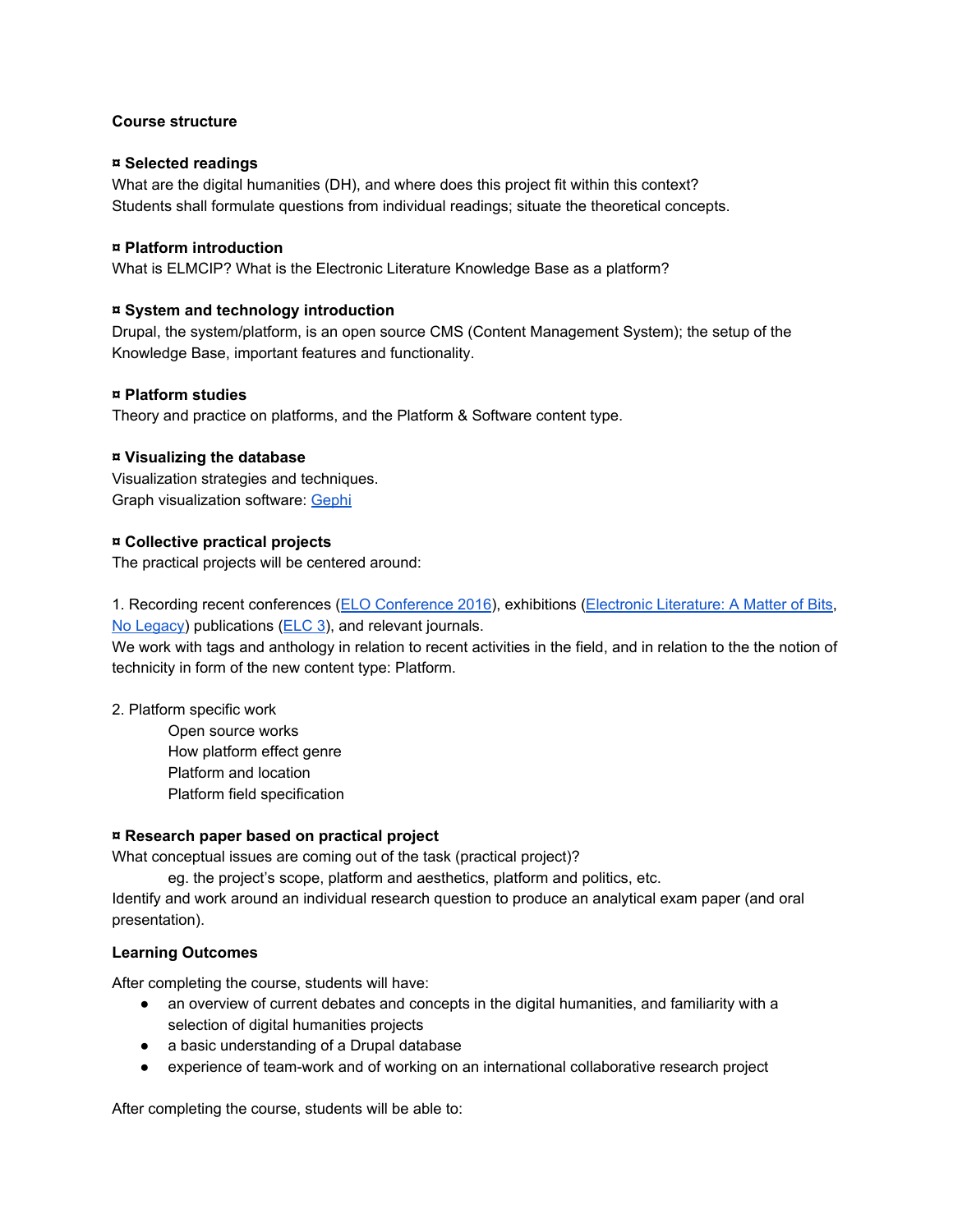**Course structure**

**¤ Selected readings**

What are the digital humanities (DH), and where does this project fit within this context?
Students shall formulate questions from individual readings; situate the theoretical concepts.

**¤ Platform introduction**

What is ELMCIP? What is the Electronic Literature Knowledge Base as a platform?

**¤ System and technology introduction**

Drupal, the system/platform, is an open source CMS (Content Management System); the setup of the Knowledge Base, important features and functionality.

**¤ Platform studies**

Theory and practice on platforms, and the Platform & Software content type.

**¤ Visualizing the database**

Visualization strategies and techniques.
Graph visualization software: Gephi

**¤ Collective practical projects**

The practical projects will be centered around:

1. Recording recent conferences (ELO Conference 2016), exhibitions (Electronic Literature: A Matter of Bits, No Legacy) publications (ELC 3), and relevant journals.
We work with tags and anthology in relation to recent activities in the field, and in relation to the the notion of technicity in form of the new content type: Platform.

2. Platform specific work
    - Open source works
    - How platform effect genre
    - Platform and location
    - Platform field specification

**¤ Research paper based on practical project**

What conceptual issues are coming out of the task (practical project)?
    eg. the project's scope, platform and aesthetics, platform and politics, etc.
Identify and work around an individual research question to produce an analytical exam paper (and oral presentation).

**Learning Outcomes**

After completing the course, students will have:

- an overview of current debates and concepts in the digital humanities, and familiarity with a selection of digital humanities projects
- a basic understanding of a Drupal database
- experience of team-work and of working on an international collaborative research project

After completing the course, students will be able to: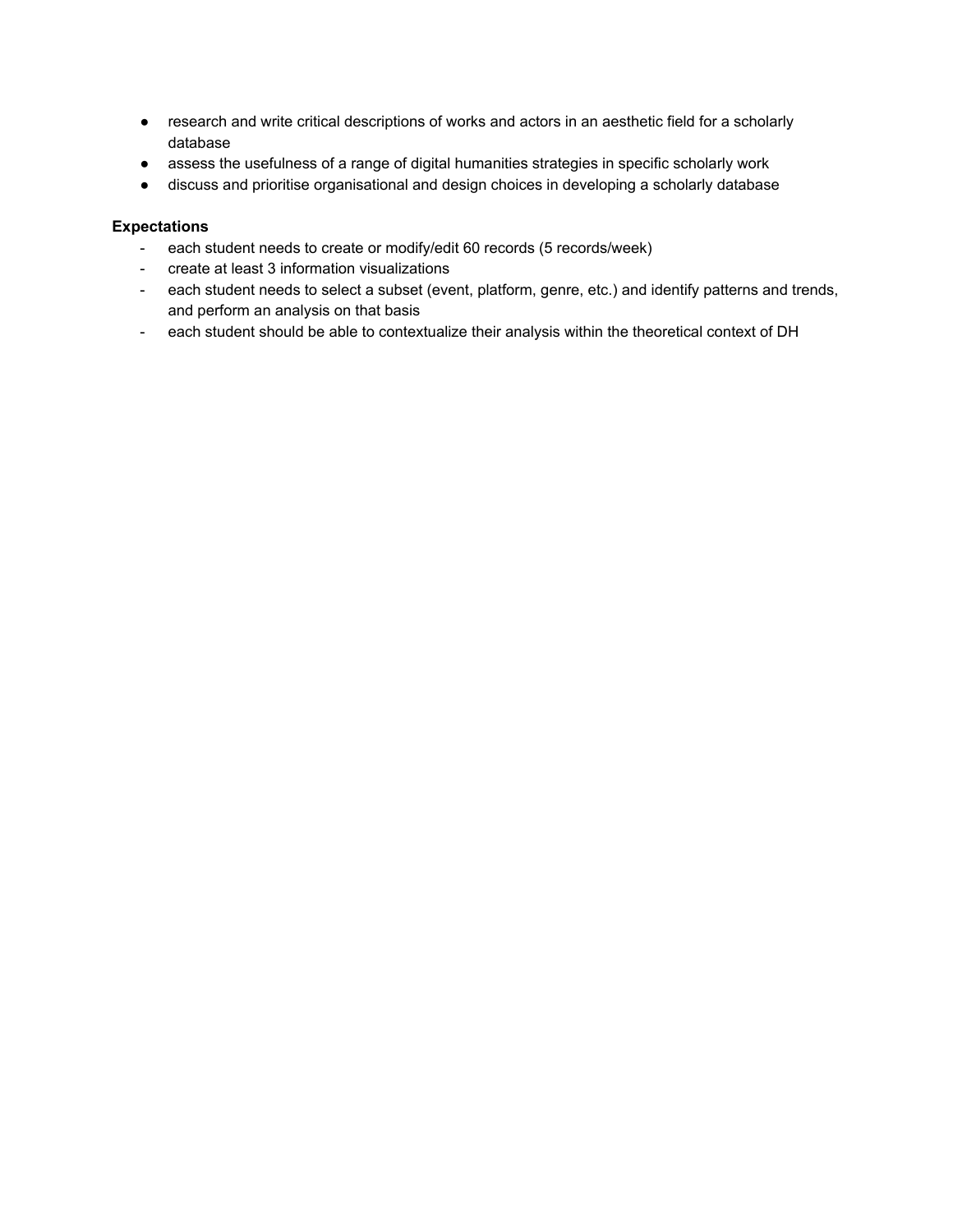- research and write critical descriptions of works and actors in an aesthetic field for a scholarly database
- assess the usefulness of a range of digital humanities strategies in specific scholarly work
- discuss and prioritise organisational and design choices in developing a scholarly database

**Expectations**

- each student needs to create or modify/edit 60 records (5 records/week)
- create at least 3 information visualizations
- each student needs to select a subset (event, platform, genre, etc.) and identify patterns and trends, and perform an analysis on that basis
- each student should be able to contextualize their analysis within the theoretical context of DH